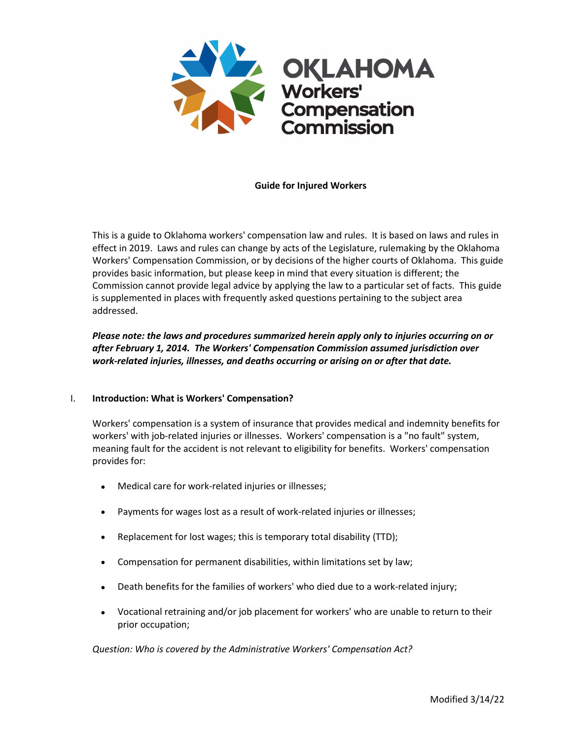**OKLAHOMA Workers' Compensation Commission**

# Guide for Injured Workers

This is a guide to Oklahoma workers' compensation law and rules. It is based on laws and rules in effect in 2019. Laws and rules can change by acts of the Legislature, rulemaking by the Oklahoma Workers' Compensation Commission, or by decisions of the higher courts of Oklahoma. This guide provides basic information, but please keep in mind that every situation is different; the Commission cannot provide legal advice by applying the law to a particular set of facts. This guide is supplemented in places with frequently asked questions pertaining to the subject area addressed.

***Please note: the laws and procedures summarized herein apply only to injuries occurring on or after February 1, 2014. The Workers' Compensation Commission assumed jurisdiction over work-related injuries, illnesses, and deaths occurring or arising on or after that date.***

## I. Introduction: What is Workers' Compensation?

Workers' compensation is a system of insurance that provides medical and indemnity benefits for workers' with job-related injuries or illnesses. Workers' compensation is a "no fault" system, meaning fault for the accident is not relevant to eligibility for benefits. Workers' compensation provides for:

- Medical care for work-related injuries or illnesses;
- Payments for wages lost as a result of work-related injuries or illnesses;
- Replacement for lost wages; this is temporary total disability (TTD);
- Compensation for permanent disabilities, within limitations set by law;
- Death benefits for the families of workers' who died due to a work-related injury;
- Vocational retraining and/or job placement for workers' who are unable to return to their prior occupation;

*Question: Who is covered by the Administrative Workers' Compensation Act?*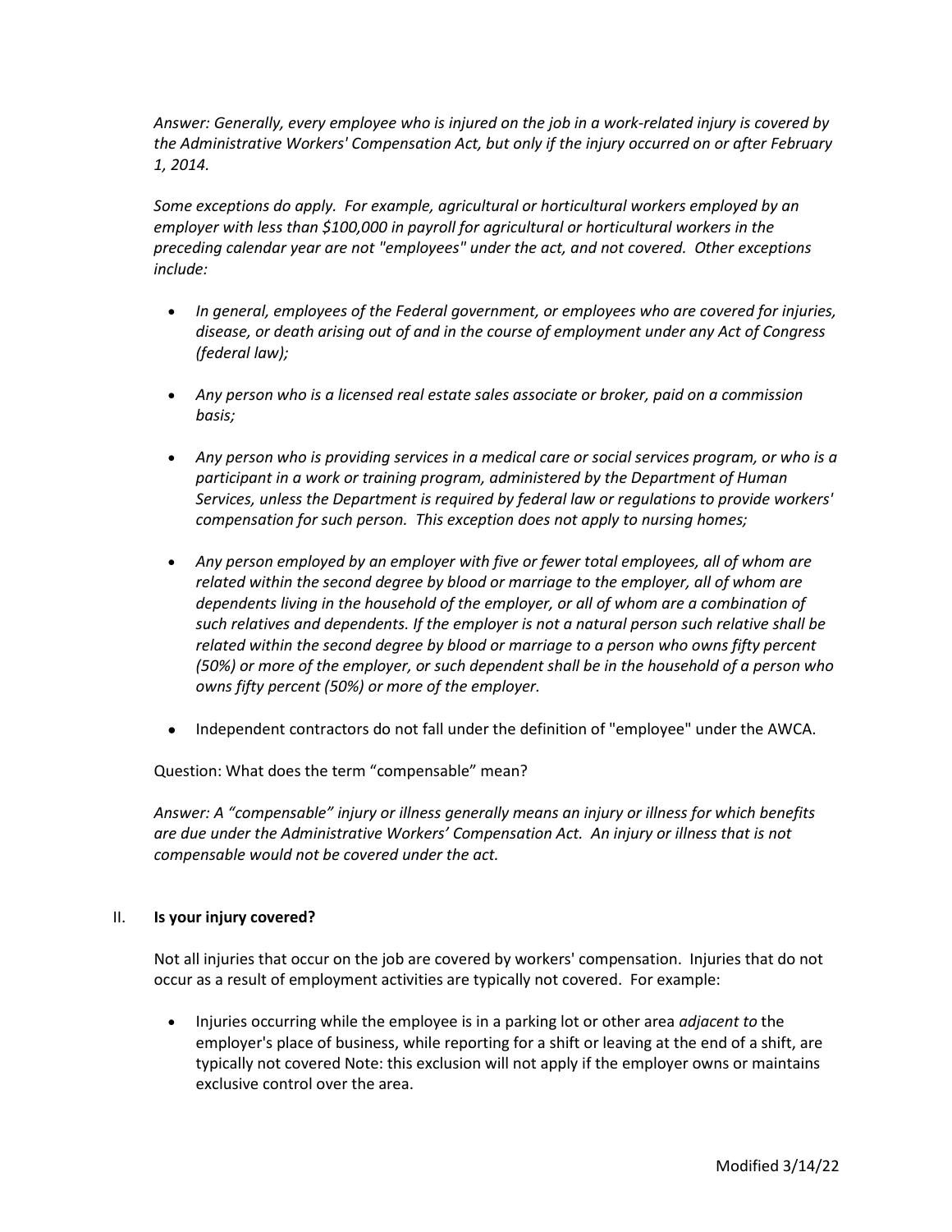*Answer: Generally, every employee who is injured on the job in a work-related injury is covered by the Administrative Workers' Compensation Act, but only if the injury occurred on or after February 1, 2014.*

*Some exceptions do apply. For example, agricultural or horticultural workers employed by an employer with less than $100,000 in payroll for agricultural or horticultural workers in the preceding calendar year are not "employees" under the act, and not covered. Other exceptions include:*

- *In general, employees of the Federal government, or employees who are covered for injuries, disease, or death arising out of and in the course of employment under any Act of Congress (federal law);*
- *Any person who is a licensed real estate sales associate or broker, paid on a commission basis;*
- *Any person who is providing services in a medical care or social services program, or who is a participant in a work or training program, administered by the Department of Human Services, unless the Department is required by federal law or regulations to provide workers' compensation for such person. This exception does not apply to nursing homes;*
- *Any person employed by an employer with five or fewer total employees, all of whom are related within the second degree by blood or marriage to the employer, all of whom are dependents living in the household of the employer, or all of whom are a combination of such relatives and dependents. If the employer is not a natural person such relative shall be related within the second degree by blood or marriage to a person who owns fifty percent (50%) or more of the employer, or such dependent shall be in the household of a person who owns fifty percent (50%) or more of the employer.*
- Independent contractors do not fall under the definition of "employee" under the AWCA.

Question: What does the term "compensable" mean?

*Answer: A "compensable" injury or illness generally means an injury or illness for which benefits are due under the Administrative Workers' Compensation Act. An injury or illness that is not compensable would not be covered under the act.*

## II. **Is your injury covered?**

Not all injuries that occur on the job are covered by workers' compensation. Injuries that do not occur as a result of employment activities are typically not covered. For example:

- Injuries occurring while the employee is in a parking lot or other area *adjacent to* the employer's place of business, while reporting for a shift or leaving at the end of a shift, are typically not covered Note: this exclusion will not apply if the employer owns or maintains exclusive control over the area.

Modified 3/14/22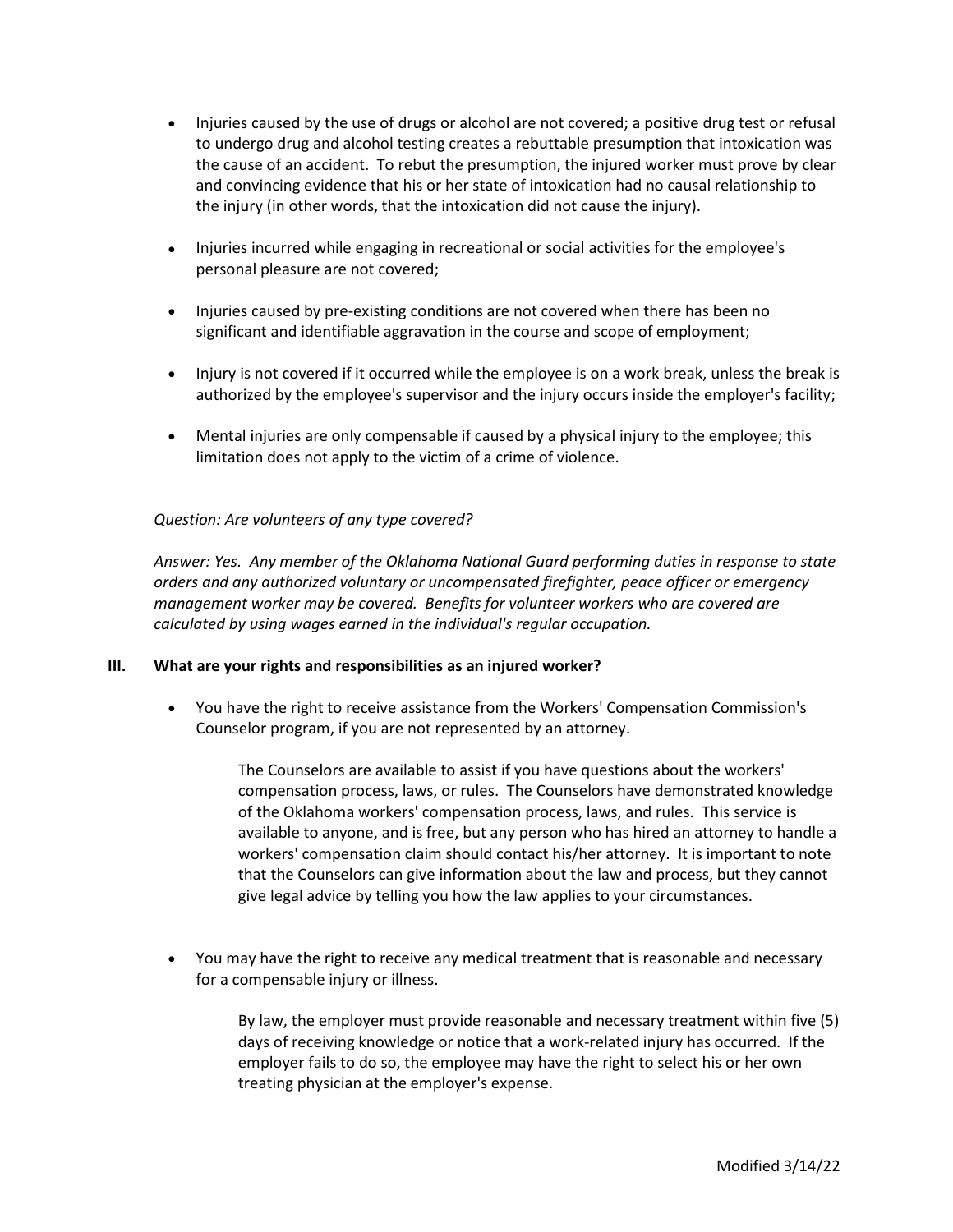- Injuries caused by the use of drugs or alcohol are not covered; a positive drug test or refusal to undergo drug and alcohol testing creates a rebuttable presumption that intoxication was the cause of an accident. To rebut the presumption, the injured worker must prove by clear and convincing evidence that his or her state of intoxication had no causal relationship to the injury (in other words, that the intoxication did not cause the injury).

- Injuries incurred while engaging in recreational or social activities for the employee's personal pleasure are not covered;

- Injuries caused by pre-existing conditions are not covered when there has been no significant and identifiable aggravation in the course and scope of employment;

- Injury is not covered if it occurred while the employee is on a work break, unless the break is authorized by the employee's supervisor and the injury occurs inside the employer's facility;

- Mental injuries are only compensable if caused by a physical injury to the employee; this limitation does not apply to the victim of a crime of violence.

*Question: Are volunteers of any type covered?*

*Answer: Yes. Any member of the Oklahoma National Guard performing duties in response to state orders and any authorized voluntary or uncompensated firefighter, peace officer or emergency management worker may be covered. Benefits for volunteer workers who are covered are calculated by using wages earned in the individual's regular occupation.*

## III. What are your rights and responsibilities as an injured worker?

- You have the right to receive assistance from the Workers' Compensation Commission's Counselor program, if you are not represented by an attorney.

  The Counselors are available to assist if you have questions about the workers' compensation process, laws, or rules. The Counselors have demonstrated knowledge of the Oklahoma workers' compensation process, laws, and rules. This service is available to anyone, and is free, but any person who has hired an attorney to handle a workers' compensation claim should contact his/her attorney. It is important to note that the Counselors can give information about the law and process, but they cannot give legal advice by telling you how the law applies to your circumstances.

- You may have the right to receive any medical treatment that is reasonable and necessary for a compensable injury or illness.

  By law, the employer must provide reasonable and necessary treatment within five (5) days of receiving knowledge or notice that a work-related injury has occurred. If the employer fails to do so, the employee may have the right to select his or her own treating physician at the employer's expense.

Modified 3/14/22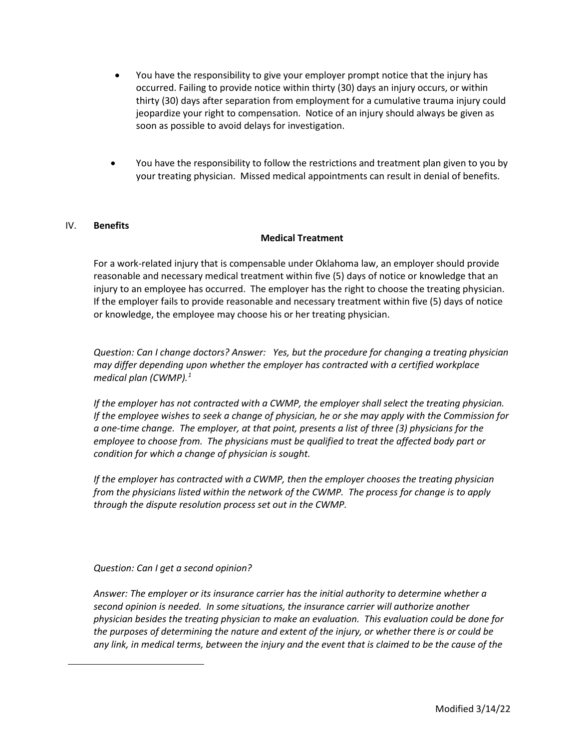- You have the responsibility to give your employer prompt notice that the injury has occurred. Failing to provide notice within thirty (30) days an injury occurs, or within thirty (30) days after separation from employment for a cumulative trauma injury could jeopardize your right to compensation. Notice of an injury should always be given as soon as possible to avoid delays for investigation.

- You have the responsibility to follow the restrictions and treatment plan given to you by your treating physician. Missed medical appointments can result in denial of benefits.

## IV. **Benefits**

### Medical Treatment

For a work-related injury that is compensable under Oklahoma law, an employer should provide reasonable and necessary medical treatment within five (5) days of notice or knowledge that an injury to an employee has occurred. The employer has the right to choose the treating physician. If the employer fails to provide reasonable and necessary treatment within five (5) days of notice or knowledge, the employee may choose his or her treating physician.

*Question: Can I change doctors? Answer: Yes, but the procedure for changing a treating physician may differ depending upon whether the employer has contracted with a certified workplace medical plan (CWMP).*[1]

*If the employer has not contracted with a CWMP, the employer shall select the treating physician. If the employee wishes to seek a change of physician, he or she may apply with the Commission for a one-time change. The employer, at that point, presents a list of three (3) physicians for the employee to choose from. The physicians must be qualified to treat the affected body part or condition for which a change of physician is sought.*

*If the employer has contracted with a CWMP, then the employer chooses the treating physician from the physicians listed within the network of the CWMP. The process for change is to apply through the dispute resolution process set out in the CWMP.*

*Question: Can I get a second opinion?*

*Answer: The employer or its insurance carrier has the initial authority to determine whether a second opinion is needed. In some situations, the insurance carrier will authorize another physician besides the treating physician to make an evaluation. This evaluation could be done for the purposes of determining the nature and extent of the injury, or whether there is or could be any link, in medical terms, between the injury and the event that is claimed to be the cause of the*

Modified 3/14/22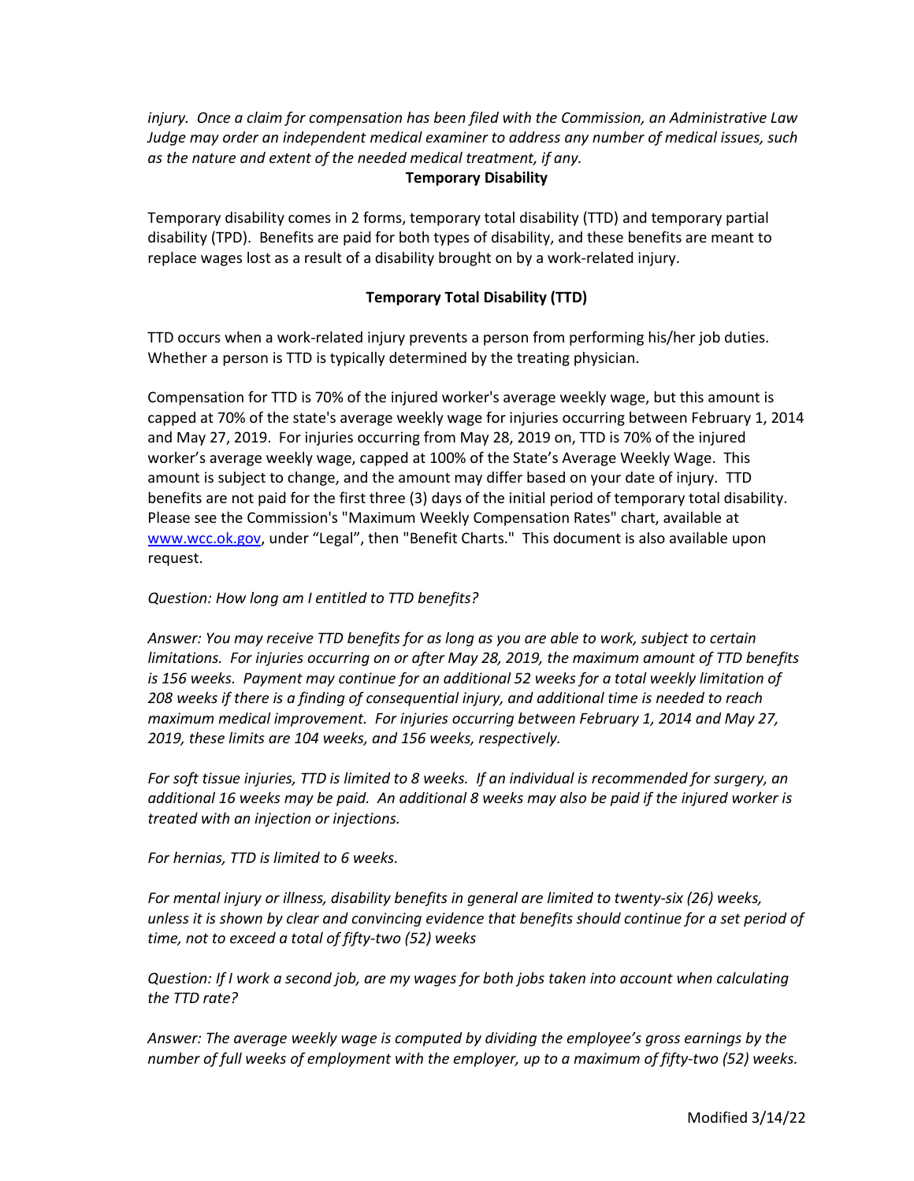*injury. Once a claim for compensation has been filed with the Commission, an Administrative Law Judge may order an independent medical examiner to address any number of medical issues, such as the nature and extent of the needed medical treatment, if any.*

## Temporary Disability

Temporary disability comes in 2 forms, temporary total disability (TTD) and temporary partial disability (TPD). Benefits are paid for both types of disability, and these benefits are meant to replace wages lost as a result of a disability brought on by a work-related injury.

### Temporary Total Disability (TTD)

TTD occurs when a work-related injury prevents a person from performing his/her job duties. Whether a person is TTD is typically determined by the treating physician.

Compensation for TTD is 70% of the injured worker's average weekly wage, but this amount is capped at 70% of the state's average weekly wage for injuries occurring between February 1, 2014 and May 27, 2019. For injuries occurring from May 28, 2019 on, TTD is 70% of the injured worker's average weekly wage, capped at 100% of the State's Average Weekly Wage. This amount is subject to change, and the amount may differ based on your date of injury. TTD benefits are not paid for the first three (3) days of the initial period of temporary total disability. Please see the Commission's "Maximum Weekly Compensation Rates" chart, available at [www.wcc.ok.gov](http://www.wcc.ok.gov), under "Legal", then "Benefit Charts." This document is also available upon request.

*Question: How long am I entitled to TTD benefits?*

*Answer: You may receive TTD benefits for as long as you are able to work, subject to certain limitations. For injuries occurring on or after May 28, 2019, the maximum amount of TTD benefits is 156 weeks. Payment may continue for an additional 52 weeks for a total weekly limitation of 208 weeks if there is a finding of consequential injury, and additional time is needed to reach maximum medical improvement. For injuries occurring between February 1, 2014 and May 27, 2019, these limits are 104 weeks, and 156 weeks, respectively.*

*For soft tissue injuries, TTD is limited to 8 weeks. If an individual is recommended for surgery, an additional 16 weeks may be paid. An additional 8 weeks may also be paid if the injured worker is treated with an injection or injections.*

*For hernias, TTD is limited to 6 weeks.*

*For mental injury or illness, disability benefits in general are limited to twenty-six (26) weeks, unless it is shown by clear and convincing evidence that benefits should continue for a set period of time, not to exceed a total of fifty-two (52) weeks*

*Question: If I work a second job, are my wages for both jobs taken into account when calculating the TTD rate?*

*Answer: The average weekly wage is computed by dividing the employee's gross earnings by the number of full weeks of employment with the employer, up to a maximum of fifty-two (52) weeks.*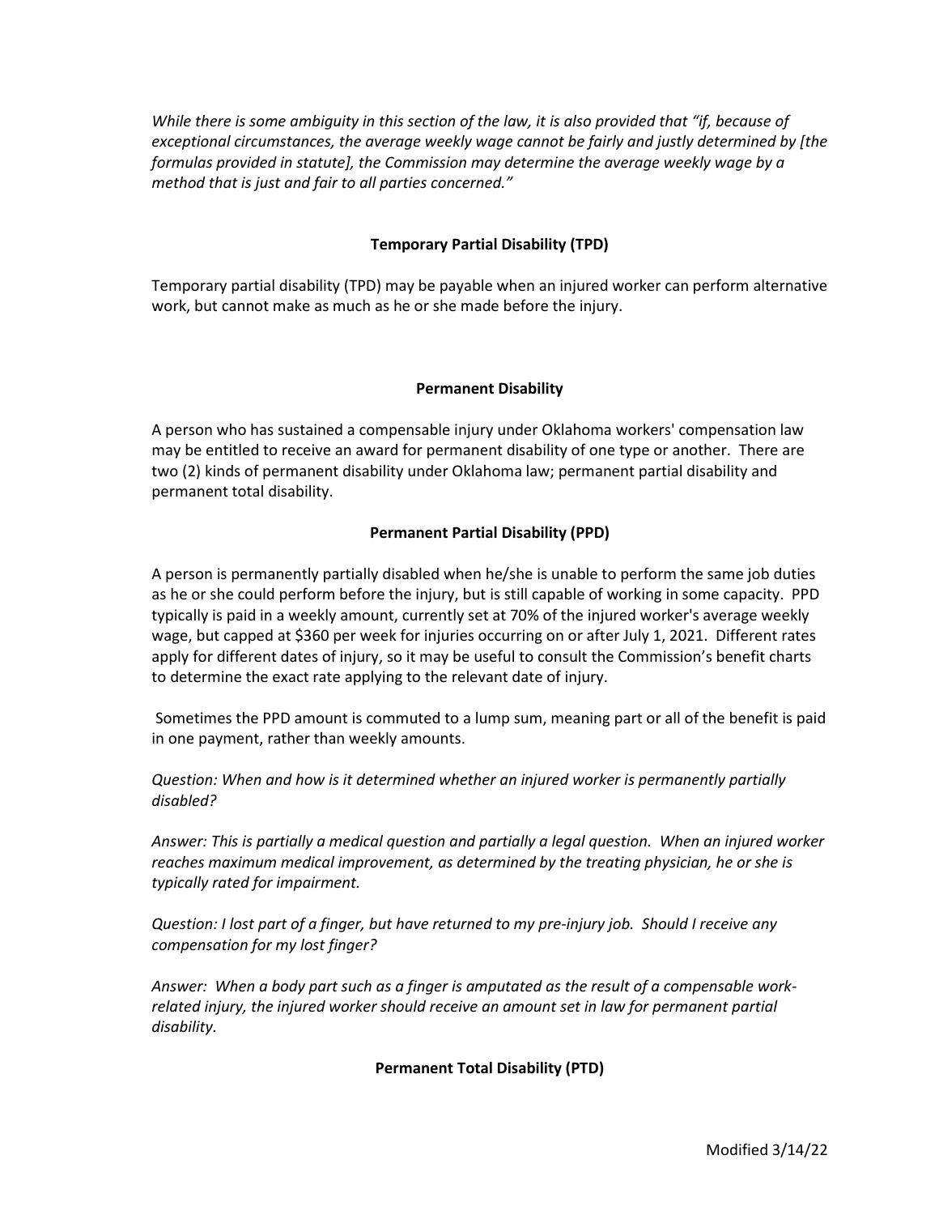*While there is some ambiguity in this section of the law, it is also provided that "if, because of exceptional circumstances, the average weekly wage cannot be fairly and justly determined by [the formulas provided in statute], the Commission may determine the average weekly wage by a method that is just and fair to all parties concerned."*

## Temporary Partial Disability (TPD)

Temporary partial disability (TPD) may be payable when an injured worker can perform alternative work, but cannot make as much as he or she made before the injury.

## Permanent Disability

A person who has sustained a compensable injury under Oklahoma workers' compensation law may be entitled to receive an award for permanent disability of one type or another. There are two (2) kinds of permanent disability under Oklahoma law; permanent partial disability and permanent total disability.

## Permanent Partial Disability (PPD)

A person is permanently partially disabled when he/she is unable to perform the same job duties as he or she could perform before the injury, but is still capable of working in some capacity. PPD typically is paid in a weekly amount, currently set at 70% of the injured worker's average weekly wage, but capped at $360 per week for injuries occurring on or after July 1, 2021. Different rates apply for different dates of injury, so it may be useful to consult the Commission's benefit charts to determine the exact rate applying to the relevant date of injury.

Sometimes the PPD amount is commuted to a lump sum, meaning part or all of the benefit is paid in one payment, rather than weekly amounts.

*Question: When and how is it determined whether an injured worker is permanently partially disabled?*

*Answer: This is partially a medical question and partially a legal question. When an injured worker reaches maximum medical improvement, as determined by the treating physician, he or she is typically rated for impairment.*

*Question: I lost part of a finger, but have returned to my pre-injury job. Should I receive any compensation for my lost finger?*

*Answer: When a body part such as a finger is amputated as the result of a compensable work-related injury, the injured worker should receive an amount set in law for permanent partial disability.*

## Permanent Total Disability (PTD)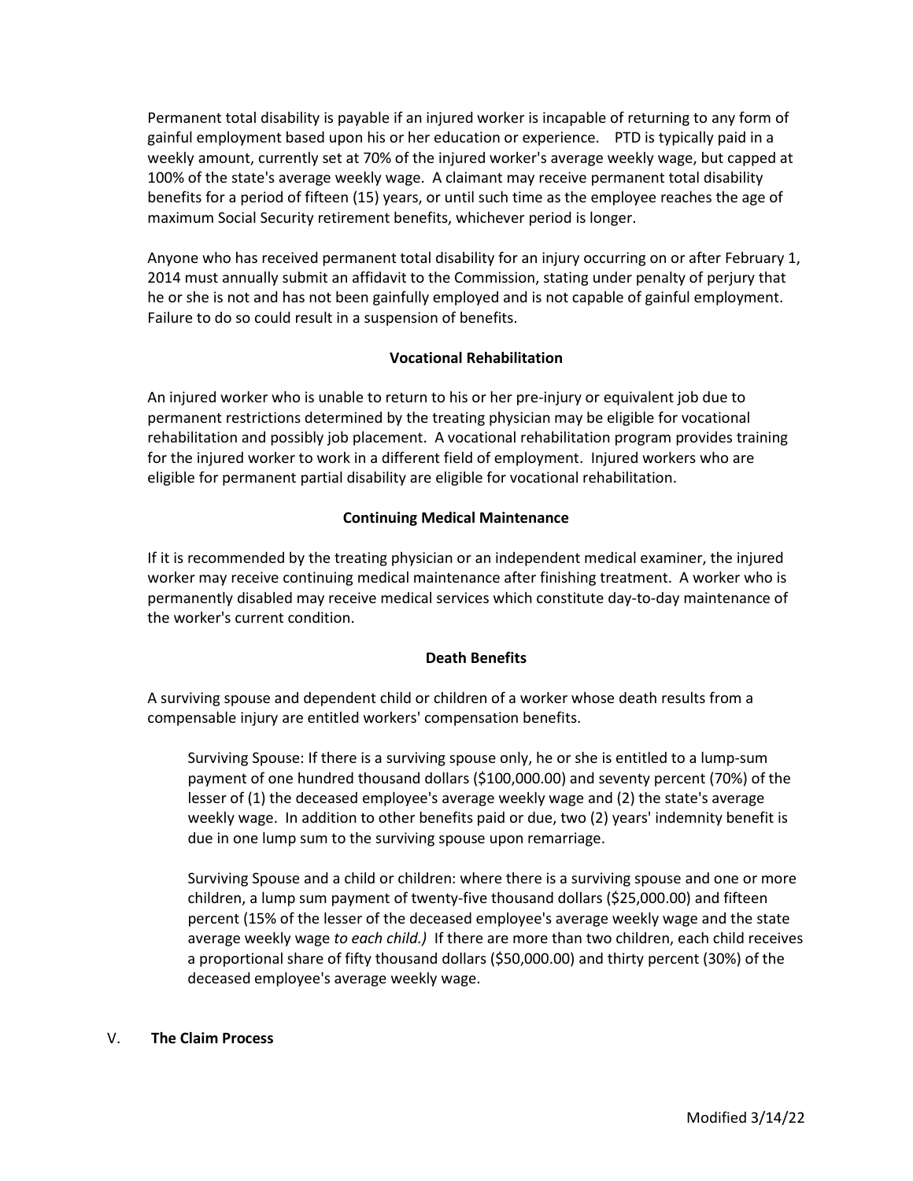Permanent total disability is payable if an injured worker is incapable of returning to any form of gainful employment based upon his or her education or experience. PTD is typically paid in a weekly amount, currently set at 70% of the injured worker's average weekly wage, but capped at 100% of the state's average weekly wage. A claimant may receive permanent total disability benefits for a period of fifteen (15) years, or until such time as the employee reaches the age of maximum Social Security retirement benefits, whichever period is longer.

Anyone who has received permanent total disability for an injury occurring on or after February 1, 2014 must annually submit an affidavit to the Commission, stating under penalty of perjury that he or she is not and has not been gainfully employed and is not capable of gainful employment. Failure to do so could result in a suspension of benefits.

**Vocational Rehabilitation**

An injured worker who is unable to return to his or her pre-injury or equivalent job due to permanent restrictions determined by the treating physician may be eligible for vocational rehabilitation and possibly job placement. A vocational rehabilitation program provides training for the injured worker to work in a different field of employment. Injured workers who are eligible for permanent partial disability are eligible for vocational rehabilitation.

**Continuing Medical Maintenance**

If it is recommended by the treating physician or an independent medical examiner, the injured worker may receive continuing medical maintenance after finishing treatment. A worker who is permanently disabled may receive medical services which constitute day-to-day maintenance of the worker's current condition.

**Death Benefits**

A surviving spouse and dependent child or children of a worker whose death results from a compensable injury are entitled workers' compensation benefits.

Surviving Spouse: If there is a surviving spouse only, he or she is entitled to a lump-sum payment of one hundred thousand dollars ($100,000.00) and seventy percent (70%) of the lesser of (1) the deceased employee's average weekly wage and (2) the state's average weekly wage. In addition to other benefits paid or due, two (2) years' indemnity benefit is due in one lump sum to the surviving spouse upon remarriage.

Surviving Spouse and a child or children: where there is a surviving spouse and one or more children, a lump sum payment of twenty-five thousand dollars ($25,000.00) and fifteen percent (15% of the lesser of the deceased employee's average weekly wage and the state average weekly wage *to each child.)* If there are more than two children, each child receives a proportional share of fifty thousand dollars ($50,000.00) and thirty percent (30%) of the deceased employee's average weekly wage.

## V. **The Claim Process**

Modified 3/14/22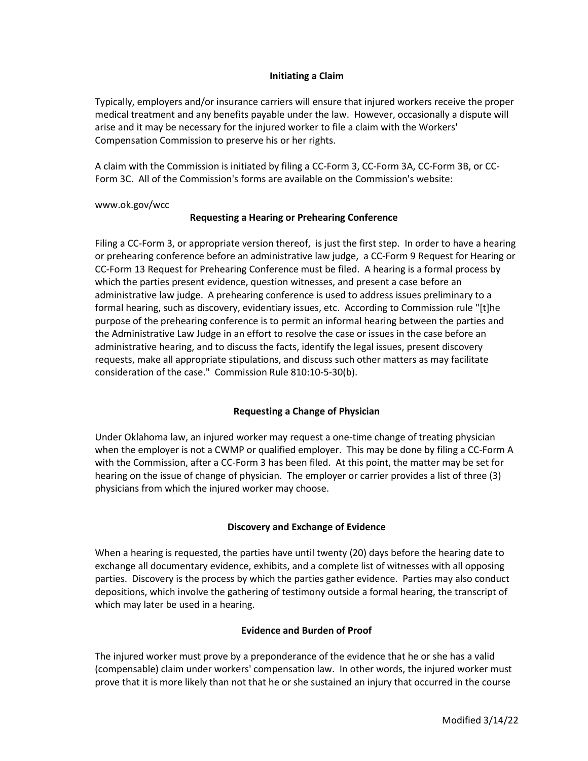## Initiating a Claim

Typically, employers and/or insurance carriers will ensure that injured workers receive the proper medical treatment and any benefits payable under the law. However, occasionally a dispute will arise and it may be necessary for the injured worker to file a claim with the Workers' Compensation Commission to preserve his or her rights.

A claim with the Commission is initiated by filing a CC-Form 3, CC-Form 3A, CC-Form 3B, or CC-Form 3C. All of the Commission's forms are available on the Commission's website:

www.ok.gov/wcc

## Requesting a Hearing or Prehearing Conference

Filing a CC-Form 3, or appropriate version thereof, is just the first step. In order to have a hearing or prehearing conference before an administrative law judge, a CC-Form 9 Request for Hearing or CC-Form 13 Request for Prehearing Conference must be filed. A hearing is a formal process by which the parties present evidence, question witnesses, and present a case before an administrative law judge. A prehearing conference is used to address issues preliminary to a formal hearing, such as discovery, evidentiary issues, etc. According to Commission rule "[t]he purpose of the prehearing conference is to permit an informal hearing between the parties and the Administrative Law Judge in an effort to resolve the case or issues in the case before an administrative hearing, and to discuss the facts, identify the legal issues, present discovery requests, make all appropriate stipulations, and discuss such other matters as may facilitate consideration of the case." Commission Rule 810:10-5-30(b).

## Requesting a Change of Physician

Under Oklahoma law, an injured worker may request a one-time change of treating physician when the employer is not a CWMP or qualified employer. This may be done by filing a CC-Form A with the Commission, after a CC-Form 3 has been filed. At this point, the matter may be set for hearing on the issue of change of physician. The employer or carrier provides a list of three (3) physicians from which the injured worker may choose.

## Discovery and Exchange of Evidence

When a hearing is requested, the parties have until twenty (20) days before the hearing date to exchange all documentary evidence, exhibits, and a complete list of witnesses with all opposing parties. Discovery is the process by which the parties gather evidence. Parties may also conduct depositions, which involve the gathering of testimony outside a formal hearing, the transcript of which may later be used in a hearing.

## Evidence and Burden of Proof

The injured worker must prove by a preponderance of the evidence that he or she has a valid (compensable) claim under workers' compensation law. In other words, the injured worker must prove that it is more likely than not that he or she sustained an injury that occurred in the course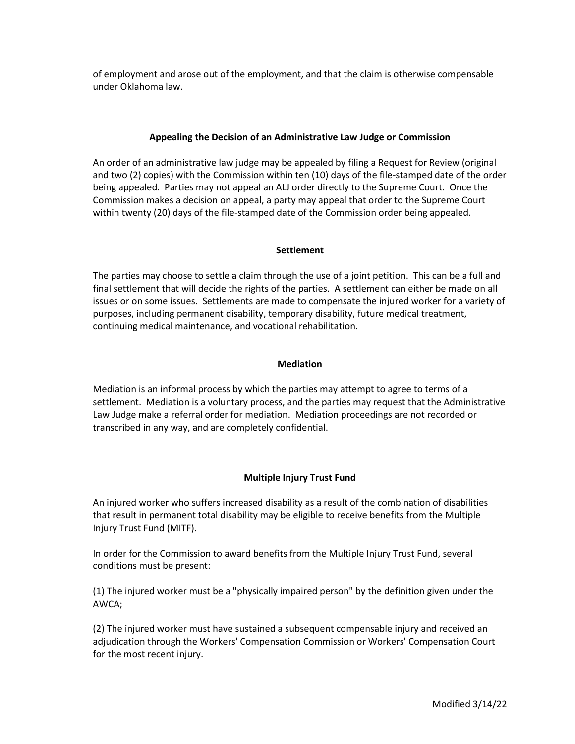of employment and arose out of the employment, and that the claim is otherwise compensable under Oklahoma law.

### Appealing the Decision of an Administrative Law Judge or Commission

An order of an administrative law judge may be appealed by filing a Request for Review (original and two (2) copies) with the Commission within ten (10) days of the file-stamped date of the order being appealed. Parties may not appeal an ALJ order directly to the Supreme Court. Once the Commission makes a decision on appeal, a party may appeal that order to the Supreme Court within twenty (20) days of the file-stamped date of the Commission order being appealed.

### Settlement

The parties may choose to settle a claim through the use of a joint petition. This can be a full and final settlement that will decide the rights of the parties. A settlement can either be made on all issues or on some issues. Settlements are made to compensate the injured worker for a variety of purposes, including permanent disability, temporary disability, future medical treatment, continuing medical maintenance, and vocational rehabilitation.

### Mediation

Mediation is an informal process by which the parties may attempt to agree to terms of a settlement. Mediation is a voluntary process, and the parties may request that the Administrative Law Judge make a referral order for mediation. Mediation proceedings are not recorded or transcribed in any way, and are completely confidential.

### Multiple Injury Trust Fund

An injured worker who suffers increased disability as a result of the combination of disabilities that result in permanent total disability may be eligible to receive benefits from the Multiple Injury Trust Fund (MITF).

In order for the Commission to award benefits from the Multiple Injury Trust Fund, several conditions must be present:

(1) The injured worker must be a "physically impaired person" by the definition given under the AWCA;

(2) The injured worker must have sustained a subsequent compensable injury and received an adjudication through the Workers' Compensation Commission or Workers' Compensation Court for the most recent injury.

Modified 3/14/22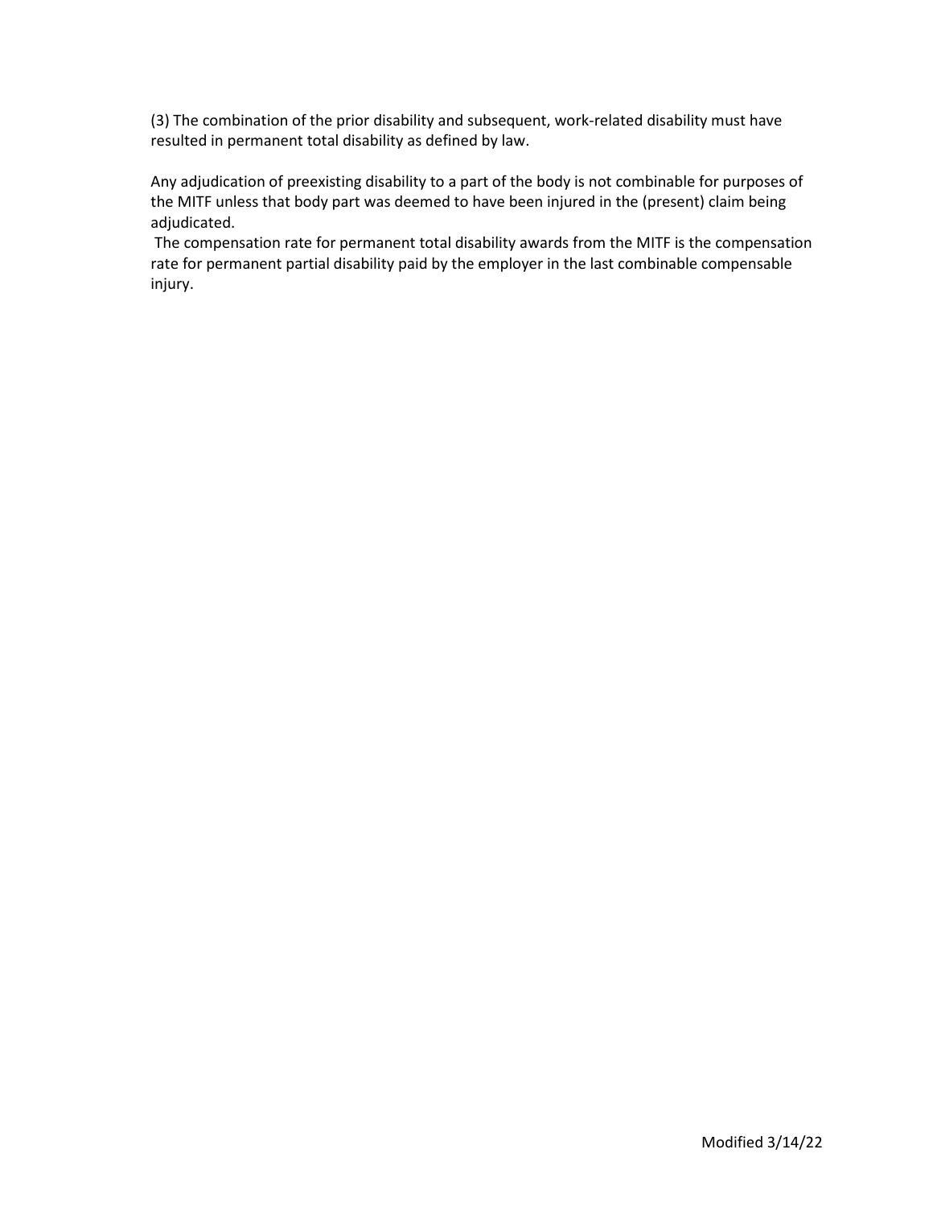(3) The combination of the prior disability and subsequent, work-related disability must have resulted in permanent total disability as defined by law.

Any adjudication of preexisting disability to a part of the body is not combinable for purposes of the MITF unless that body part was deemed to have been injured in the (present) claim being adjudicated.

The compensation rate for permanent total disability awards from the MITF is the compensation rate for permanent partial disability paid by the employer in the last combinable compensable injury.

Modified 3/14/22